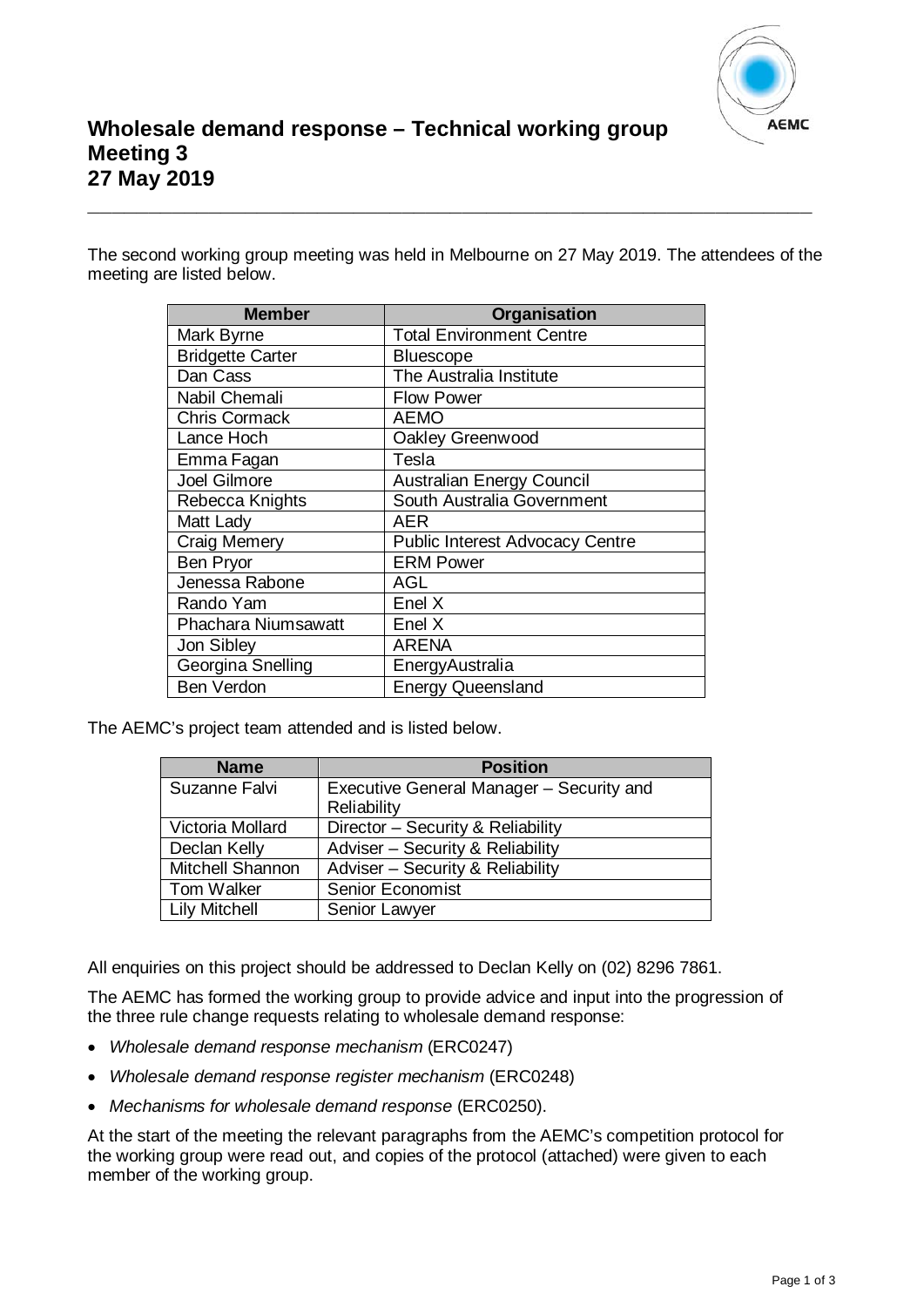# Wholesale demand response – Technical working group Meeting 3 27 May 2019

The second working group meeting was held in Melbourne on 27 May 2019. The attendees of the meeting are listed below.

| Member | Organisation |
|---|---|
| Mark Byrne | Total Environment Centre |
| Bridgette Carter | Bluescope |
| Dan Cass | The Australia Institute |
| Nabil Chemali | Flow Power |
| Chris Cormack | AEMO |
| Lance Hoch | Oakley Greenwood |
| Emma Fagan | Tesla |
| Joel Gilmore | Australian Energy Council |
| Rebecca Knights | South Australia Government |
| Matt Lady | AER |
| Craig Memery | Public Interest Advocacy Centre |
| Ben Pryor | ERM Power |
| Jenessa Rabone | AGL |
| Rando Yam | Enel X |
| Phachara Niumsawatt | Enel X |
| Jon Sibley | ARENA |
| Georgina Snelling | EnergyAustralia |
| Ben Verdon | Energy Queensland |

The AEMC's project team attended and is listed below.

| Name | Position |
|---|---|
| Suzanne Falvi | Executive General Manager – Security and Reliability |
| Victoria Mollard | Director – Security & Reliability |
| Declan Kelly | Adviser – Security & Reliability |
| Mitchell Shannon | Adviser – Security & Reliability |
| Tom Walker | Senior Economist |
| Lily Mitchell | Senior Lawyer |

All enquiries on this project should be addressed to Declan Kelly on (02) 8296 7861.

The AEMC has formed the working group to provide advice and input into the progression of the three rule change requests relating to wholesale demand response:

- *Wholesale demand response mechanism* (ERC0247)
- *Wholesale demand response register mechanism* (ERC0248)
- *Mechanisms for wholesale demand response* (ERC0250).

At the start of the meeting the relevant paragraphs from the AEMC's competition protocol for the working group were read out, and copies of the protocol (attached) were given to each member of the working group.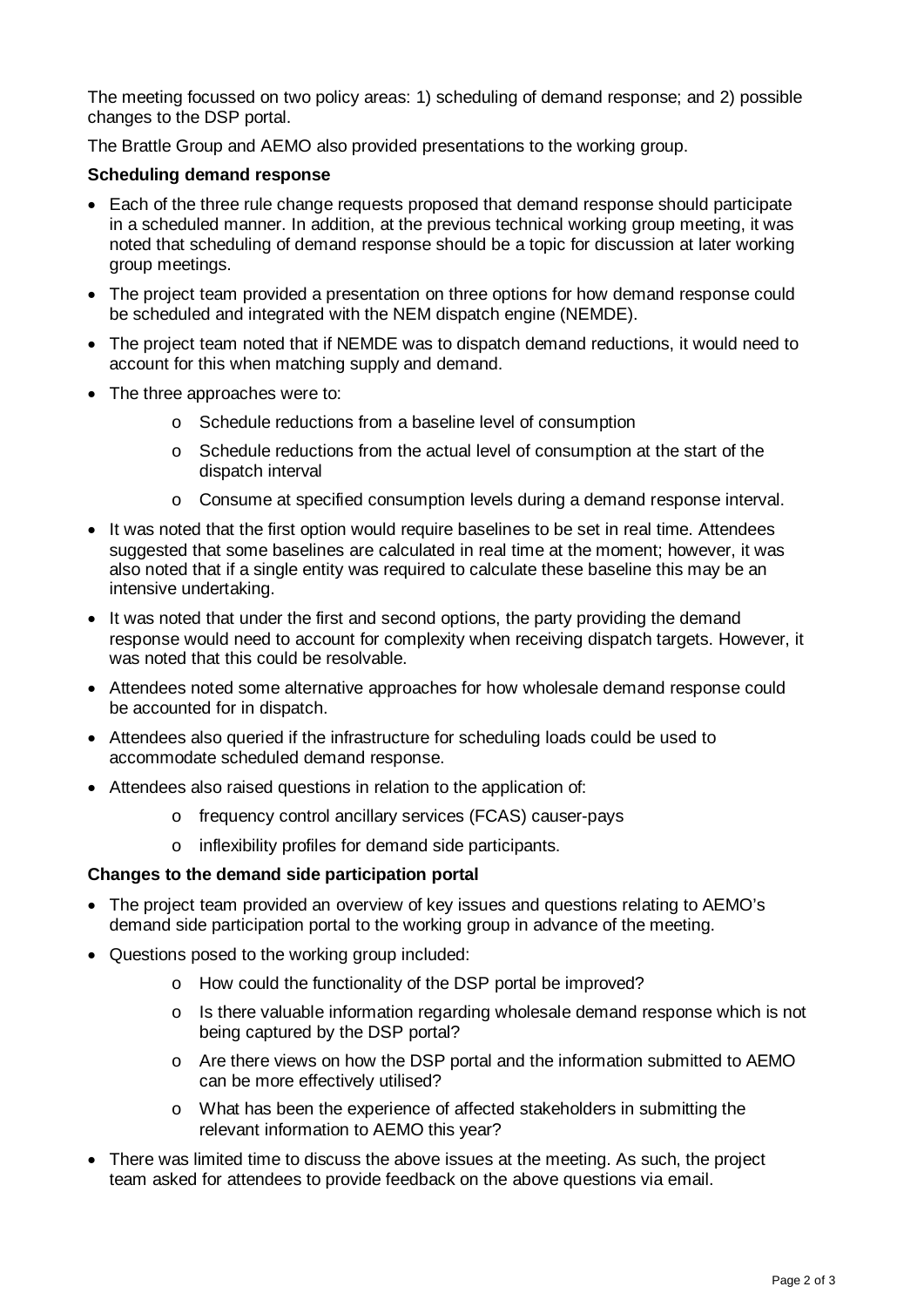The meeting focussed on two policy areas: 1) scheduling of demand response; and 2) possible changes to the DSP portal.

The Brattle Group and AEMO also provided presentations to the working group.

**Scheduling demand response**

- Each of the three rule change requests proposed that demand response should participate in a scheduled manner. In addition, at the previous technical working group meeting, it was noted that scheduling of demand response should be a topic for discussion at later working group meetings.
- The project team provided a presentation on three options for how demand response could be scheduled and integrated with the NEM dispatch engine (NEMDE).
- The project team noted that if NEMDE was to dispatch demand reductions, it would need to account for this when matching supply and demand.
- The three approaches were to:
  - Schedule reductions from a baseline level of consumption
  - Schedule reductions from the actual level of consumption at the start of the dispatch interval
  - Consume at specified consumption levels during a demand response interval.
- It was noted that the first option would require baselines to be set in real time. Attendees suggested that some baselines are calculated in real time at the moment; however, it was also noted that if a single entity was required to calculate these baseline this may be an intensive undertaking.
- It was noted that under the first and second options, the party providing the demand response would need to account for complexity when receiving dispatch targets. However, it was noted that this could be resolvable.
- Attendees noted some alternative approaches for how wholesale demand response could be accounted for in dispatch.
- Attendees also queried if the infrastructure for scheduling loads could be used to accommodate scheduled demand response.
- Attendees also raised questions in relation to the application of:
  - frequency control ancillary services (FCAS) causer-pays
  - inflexibility profiles for demand side participants.

**Changes to the demand side participation portal**

- The project team provided an overview of key issues and questions relating to AEMO's demand side participation portal to the working group in advance of the meeting.
- Questions posed to the working group included:
  - How could the functionality of the DSP portal be improved?
  - Is there valuable information regarding wholesale demand response which is not being captured by the DSP portal?
  - Are there views on how the DSP portal and the information submitted to AEMO can be more effectively utilised?
  - What has been the experience of affected stakeholders in submitting the relevant information to AEMO this year?
- There was limited time to discuss the above issues at the meeting. As such, the project team asked for attendees to provide feedback on the above questions via email.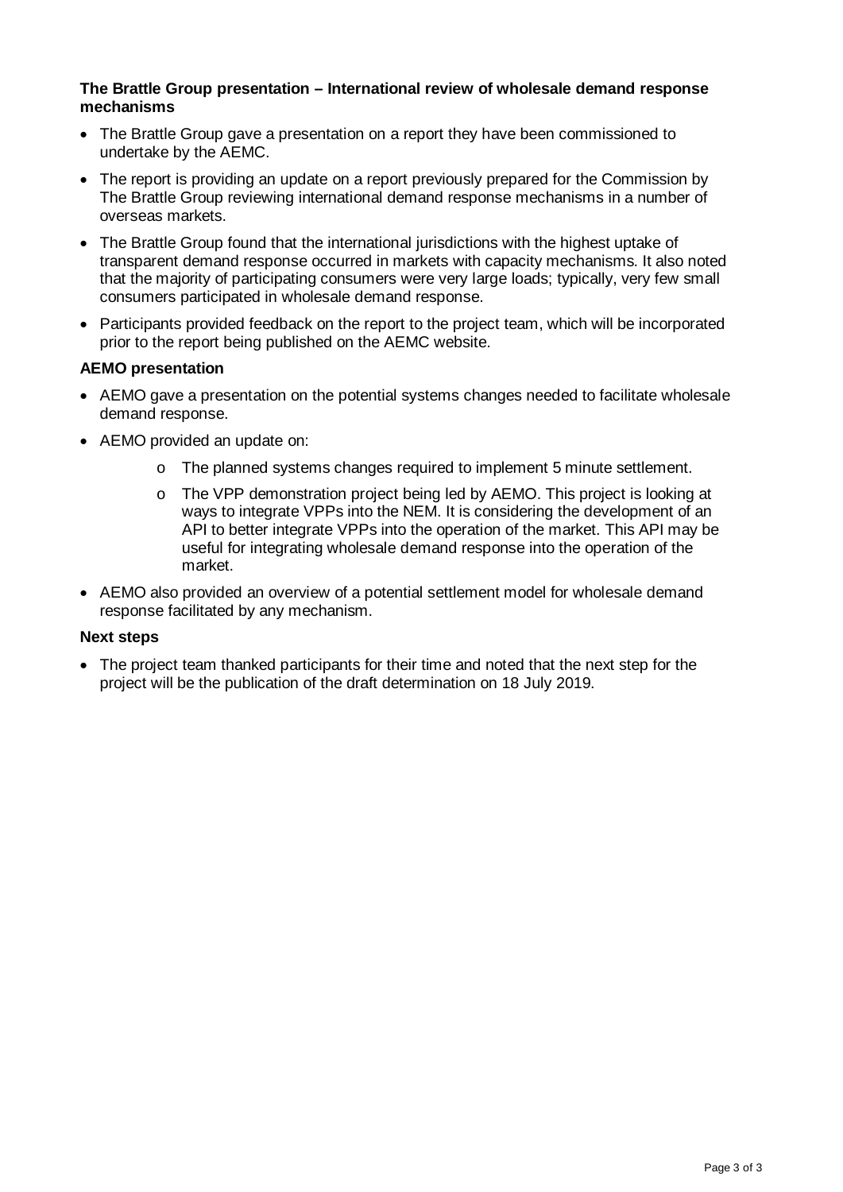**The Brattle Group presentation – International review of wholesale demand response mechanisms**

- The Brattle Group gave a presentation on a report they have been commissioned to undertake by the AEMC.
- The report is providing an update on a report previously prepared for the Commission by The Brattle Group reviewing international demand response mechanisms in a number of overseas markets.
- The Brattle Group found that the international jurisdictions with the highest uptake of transparent demand response occurred in markets with capacity mechanisms. It also noted that the majority of participating consumers were very large loads; typically, very few small consumers participated in wholesale demand response.
- Participants provided feedback on the report to the project team, which will be incorporated prior to the report being published on the AEMC website.

**AEMO presentation**

- AEMO gave a presentation on the potential systems changes needed to facilitate wholesale demand response.
- AEMO provided an update on:
  - The planned systems changes required to implement 5 minute settlement.
  - The VPP demonstration project being led by AEMO. This project is looking at ways to integrate VPPs into the NEM. It is considering the development of an API to better integrate VPPs into the operation of the market. This API may be useful for integrating wholesale demand response into the operation of the market.
- AEMO also provided an overview of a potential settlement model for wholesale demand response facilitated by any mechanism.

**Next steps**

- The project team thanked participants for their time and noted that the next step for the project will be the publication of the draft determination on 18 July 2019.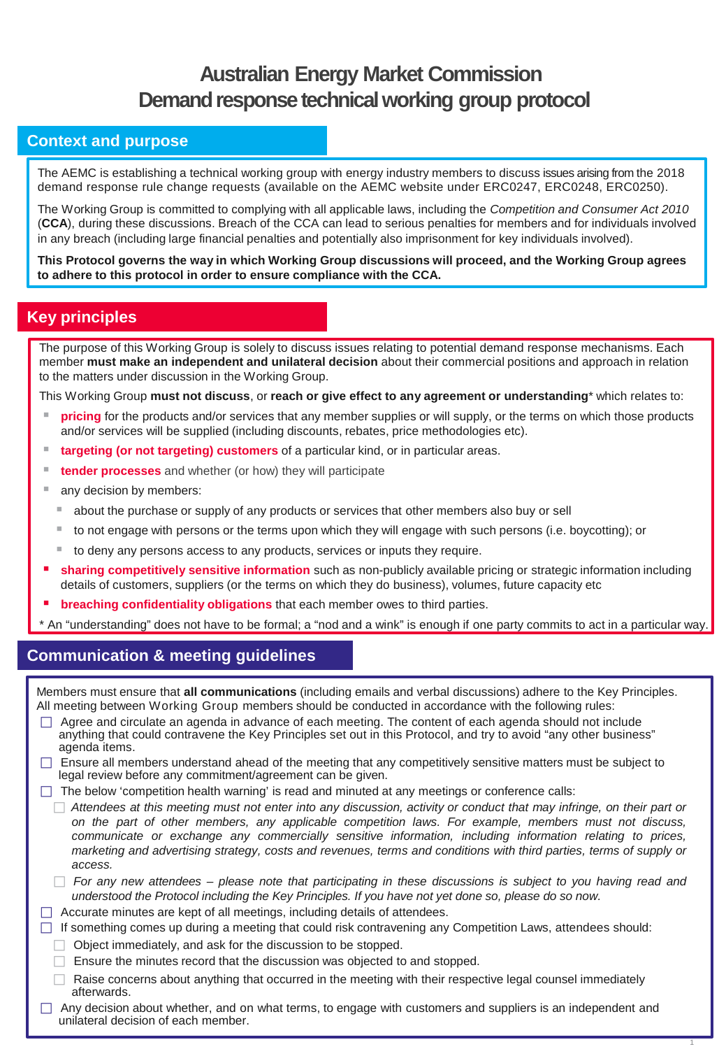# Australian Energy Market Commission
# Demand response technical working group protocol

## Context and purpose

The AEMC is establishing a technical working group with energy industry members to discuss issues arising from the 2018 demand response rule change requests (available on the AEMC website under ERC0247, ERC0248, ERC0250).

The Working Group is committed to complying with all applicable laws, including the *Competition and Consumer Act 2010* (**CCA**), during these discussions. Breach of the CCA can lead to serious penalties for members and for individuals involved in any breach (including large financial penalties and potentially also imprisonment for key individuals involved).

**This Protocol governs the way in which Working Group discussions will proceed, and the Working Group agrees to adhere to this protocol in order to ensure compliance with the CCA.**

## Key principles

The purpose of this Working Group is solely to discuss issues relating to potential demand response mechanisms. Each member **must make an independent and unilateral decision** about their commercial positions and approach in relation to the matters under discussion in the Working Group.

This Working Group **must not discuss**, or **reach or give effect to any agreement or understanding*** which relates to:

- **pricing** for the products and/or services that any member supplies or will supply, or the terms on which those products and/or services will be supplied (including discounts, rebates, price methodologies etc).
- **targeting (or not targeting) customers** of a particular kind, or in particular areas.
- **tender processes** and whether (or how) they will participate
- any decision by members:
  - about the purchase or supply of any products or services that other members also buy or sell
  - to not engage with persons or the terms upon which they will engage with such persons (i.e. boycotting); or
  - to deny any persons access to any products, services or inputs they require.
- **sharing competitively sensitive information** such as non-publicly available pricing or strategic information including details of customers, suppliers (or the terms on which they do business), volumes, future capacity etc
- **breaching confidentiality obligations** that each member owes to third parties.

* An "understanding" does not have to be formal; a "nod and a wink" is enough if one party commits to act in a particular way.

## Communication & meeting guidelines

Members must ensure that **all communications** (including emails and verbal discussions) adhere to the Key Principles. All meeting between Working Group members should be conducted in accordance with the following rules:

- ☐ Agree and circulate an agenda in advance of each meeting. The content of each agenda should not include anything that could contravene the Key Principles set out in this Protocol, and try to avoid "any other business" agenda items.
- ☐ Ensure all members understand ahead of the meeting that any competitively sensitive matters must be subject to legal review before any commitment/agreement can be given.
- ☐ The below 'competition health warning' is read and minuted at any meetings or conference calls:
  - ☐ *Attendees at this meeting must not enter into any discussion, activity or conduct that may infringe, on their part or on the part of other members, any applicable competition laws. For example, members must not discuss, communicate or exchange any commercially sensitive information, including information relating to prices, marketing and advertising strategy, costs and revenues, terms and conditions with third parties, terms of supply or access.*
  - ☐ *For any new attendees – please note that participating in these discussions is subject to you having read and understood the Protocol including the Key Principles. If you have not yet done so, please do so now.*
- ☐ Accurate minutes are kept of all meetings, including details of attendees.
- ☐ If something comes up during a meeting that could risk contravening any Competition Laws, attendees should:
  - ☐ Object immediately, and ask for the discussion to be stopped.
  - ☐ Ensure the minutes record that the discussion was objected to and stopped.
  - ☐ Raise concerns about anything that occurred in the meeting with their respective legal counsel immediately afterwards.
- ☐ Any decision about whether, and on what terms, to engage with customers and suppliers is an independent and unilateral decision of each member.